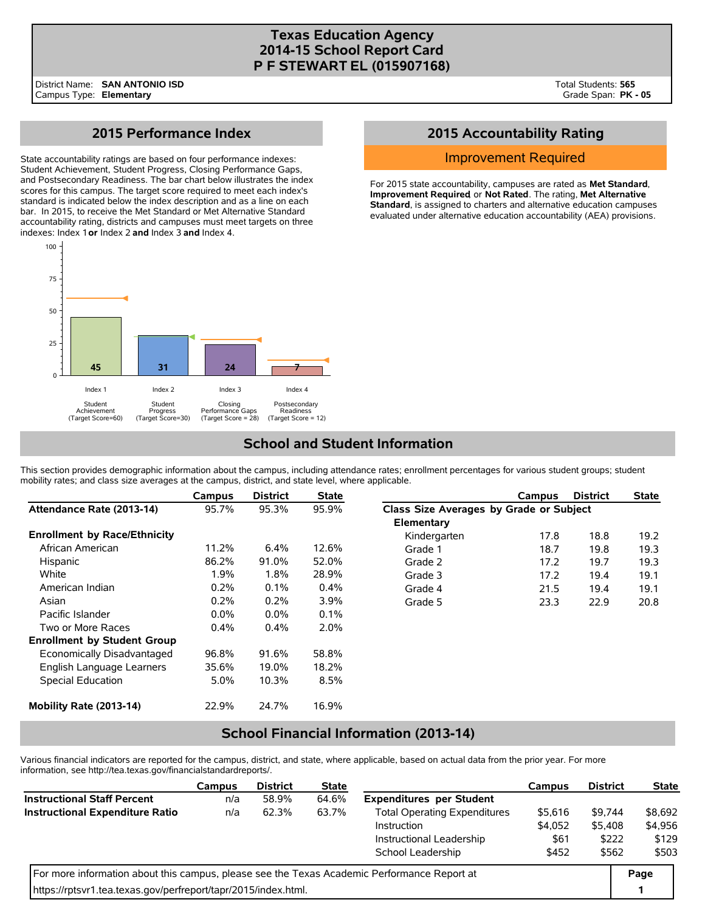# Texas Education Agency
# 2014-15 School Report Card
# P F STEWART EL (015907168)

District Name: **SAN ANTONIO ISD**
Campus Type: **Elementary**

Total Students: **565**
Grade Span: **PK - 05**

## 2015 Performance Index

State accountability ratings are based on four performance indexes: Student Achievement, Student Progress, Closing Performance Gaps, and Postsecondary Readiness. The bar chart below illustrates the index scores for this campus. The target score required to meet each index's standard is indicated below the index description and as a line on each bar. In 2015, to receive the Met Standard or Met Alternative Standard accountability rating, districts and campuses must meet targets on three indexes: Index 1 **or** Index 2 **and** Index 3 **and** Index 4.

| Index | Description | Score | Target Score |
|---|---|---|---|
| Index 1 | Student Achievement | 45 | 60 |
| Index 2 | Student Progress | 31 | 30 |
| Index 3 | Closing Performance Gaps | 24 | 28 |
| Index 4 | Postsecondary Readiness | 7 | 12 |

## 2015 Accountability Rating

**Improvement Required**

For 2015 state accountability, campuses are rated as **Met Standard**, **Improvement Required** or **Not Rated**. The rating, **Met Alternative Standard**, is assigned to charters and alternative education campuses evaluated under alternative education accountability (AEA) provisions.

## School and Student Information

This section provides demographic information about the campus, including attendance rates; enrollment percentages for various student groups; student mobility rates; and class size averages at the campus, district, and state level, where applicable.

| | Campus | District | State |
|---|---|---|---|
| **Attendance Rate (2013-14)** | 95.7% | 95.3% | 95.9% |
| **Enrollment by Race/Ethnicity** | | | |
| African American | 11.2% | 6.4% | 12.6% |
| Hispanic | 86.2% | 91.0% | 52.0% |
| White | 1.9% | 1.8% | 28.9% |
| American Indian | 0.2% | 0.1% | 0.4% |
| Asian | 0.2% | 0.2% | 3.9% |
| Pacific Islander | 0.0% | 0.0% | 0.1% |
| Two or More Races | 0.4% | 0.4% | 2.0% |
| **Enrollment by Student Group** | | | |
| Economically Disadvantaged | 96.8% | 91.6% | 58.8% |
| English Language Learners | 35.6% | 19.0% | 18.2% |
| Special Education | 5.0% | 10.3% | 8.5% |
| **Mobility Rate (2013-14)** | 22.9% | 24.7% | 16.9% |

| | Campus | District | State |
|---|---|---|---|
| **Class Size Averages by Grade or Subject** | | | |
| **Elementary** | | | |
| Kindergarten | 17.8 | 18.8 | 19.2 |
| Grade 1 | 18.7 | 19.8 | 19.3 |
| Grade 2 | 17.2 | 19.7 | 19.3 |
| Grade 3 | 17.2 | 19.4 | 19.1 |
| Grade 4 | 21.5 | 19.4 | 19.1 |
| Grade 5 | 23.3 | 22.9 | 20.8 |

## School Financial Information (2013-14)

Various financial indicators are reported for the campus, district, and state, where applicable, based on actual data from the prior year. For more information, see http://tea.texas.gov/financialstandardreports/.

| | Campus | District | State |
|---|---|---|---|
| **Instructional Staff Percent** | n/a | 58.9% | 64.6% |
| **Instructional Expenditure Ratio** | n/a | 62.3% | 63.7% |

| | Campus | District | State |
|---|---|---|---|
| **Expenditures per Student** | | | |
| Total Operating Expenditures | $5,616 | $9,744 | $8,692 |
| Instruction | $4,052 | $5,408 | $4,956 |
| Instructional Leadership | $61 | $222 | $129 |
| School Leadership | $452 | $562 | $503 |

For more information about this campus, please see the Texas Academic Performance Report at https://rptsvr1.tea.texas.gov/perfreport/tapr/2015/index.html.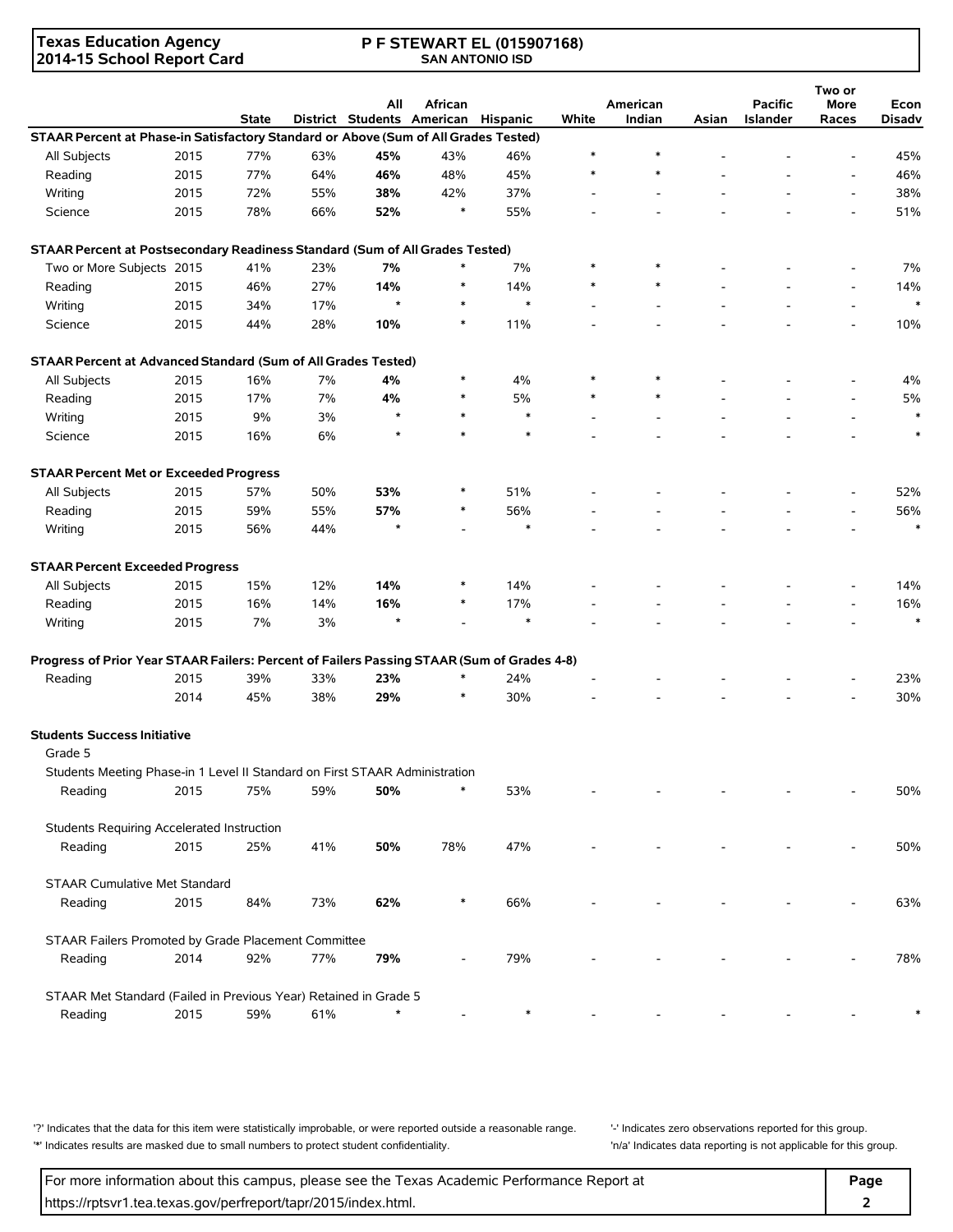Texas Education Agency
2014-15 School Report Card

P F STEWART EL (015907168)
SAN ANTONIO ISD

| | | State | District | All Students | African American | Hispanic | White | American Indian | Asian | Pacific Islander | Two or More Races | Econ Disadv |
|---|---|---|---|---|---|---|---|---|---|---|---|---|
| **STAAR Percent at Phase-in Satisfactory Standard or Above (Sum of All Grades Tested)** | | | | | | | | | | | | |
| All Subjects | 2015 | 77% | 63% | **45%** | 43% | 46% | * | * | - | - | - | 45% |
| Reading | 2015 | 77% | 64% | **46%** | 48% | 45% | * | * | - | - | - | 46% |
| Writing | 2015 | 72% | 55% | **38%** | 42% | 37% | - | - | - | - | - | 38% |
| Science | 2015 | 78% | 66% | **52%** | * | 55% | - | - | - | - | - | 51% |
| **STAAR Percent at Postsecondary Readiness Standard (Sum of All Grades Tested)** | | | | | | | | | | | | |
| Two or More Subjects | 2015 | 41% | 23% | **7%** | * | 7% | * | * | - | - | - | 7% |
| Reading | 2015 | 46% | 27% | **14%** | * | 14% | * | * | - | - | - | 14% |
| Writing | 2015 | 34% | 17% | * | * | * | - | - | - | - | - | * |
| Science | 2015 | 44% | 28% | **10%** | * | 11% | - | - | - | - | - | 10% |
| **STAAR Percent at Advanced Standard (Sum of All Grades Tested)** | | | | | | | | | | | | |
| All Subjects | 2015 | 16% | 7% | **4%** | * | 4% | * | * | - | - | - | 4% |
| Reading | 2015 | 17% | 7% | **4%** | * | 5% | * | * | - | - | - | 5% |
| Writing | 2015 | 9% | 3% | * | * | * | - | - | - | - | - | * |
| Science | 2015 | 16% | 6% | * | * | * | - | - | - | - | - | * |
| **STAAR Percent Met or Exceeded Progress** | | | | | | | | | | | | |
| All Subjects | 2015 | 57% | 50% | **53%** | * | 51% | - | - | - | - | - | 52% |
| Reading | 2015 | 59% | 55% | **57%** | * | 56% | - | - | - | - | - | 56% |
| Writing | 2015 | 56% | 44% | * | - | * | - | - | - | - | - | * |
| **STAAR Percent Exceeded Progress** | | | | | | | | | | | | |
| All Subjects | 2015 | 15% | 12% | **14%** | * | 14% | - | - | - | - | - | 14% |
| Reading | 2015 | 16% | 14% | **16%** | * | 17% | - | - | - | - | - | 16% |
| Writing | 2015 | 7% | 3% | * | - | * | - | - | - | - | - | * |
| **Progress of Prior Year STAAR Failers: Percent of Failers Passing STAAR (Sum of Grades 4-8)** | | | | | | | | | | | | |
| Reading | 2015 | 39% | 33% | **23%** | * | 24% | - | - | - | - | - | 23% |
| | 2014 | 45% | 38% | **29%** | * | 30% | - | - | - | - | - | 30% |
| **Students Success Initiative** | | | | | | | | | | | | |
| Grade 5 | | | | | | | | | | | | |
| Students Meeting Phase-in 1 Level II Standard on First STAAR Administration | | | | | | | | | | | | |
| Reading | 2015 | 75% | 59% | **50%** | * | 53% | - | - | - | - | - | 50% |
| Students Requiring Accelerated Instruction | | | | | | | | | | | | |
| Reading | 2015 | 25% | 41% | **50%** | 78% | 47% | - | - | - | - | - | 50% |
| STAAR Cumulative Met Standard | | | | | | | | | | | | |
| Reading | 2015 | 84% | 73% | **62%** | * | 66% | - | - | - | - | - | 63% |
| STAAR Failers Promoted by Grade Placement Committee | | | | | | | | | | | | |
| Reading | 2014 | 92% | 77% | **79%** | - | 79% | - | - | - | - | - | 78% |
| STAAR Met Standard (Failed in Previous Year) Retained in Grade 5 | | | | | | | | | | | | |
| Reading | 2015 | 59% | 61% | * | - | * | - | - | - | - | - | * |

'?' Indicates that the data for this item were statistically improbable, or were reported outside a reasonable range.
'*' Indicates results are masked due to small numbers to protect student confidentiality.
'-' Indicates zero observations reported for this group.
'n/a' Indicates data reporting is not applicable for this group.

For more information about this campus, please see the Texas Academic Performance Report at https://rptsvr1.tea.texas.gov/perfreport/tapr/2015/index.html.